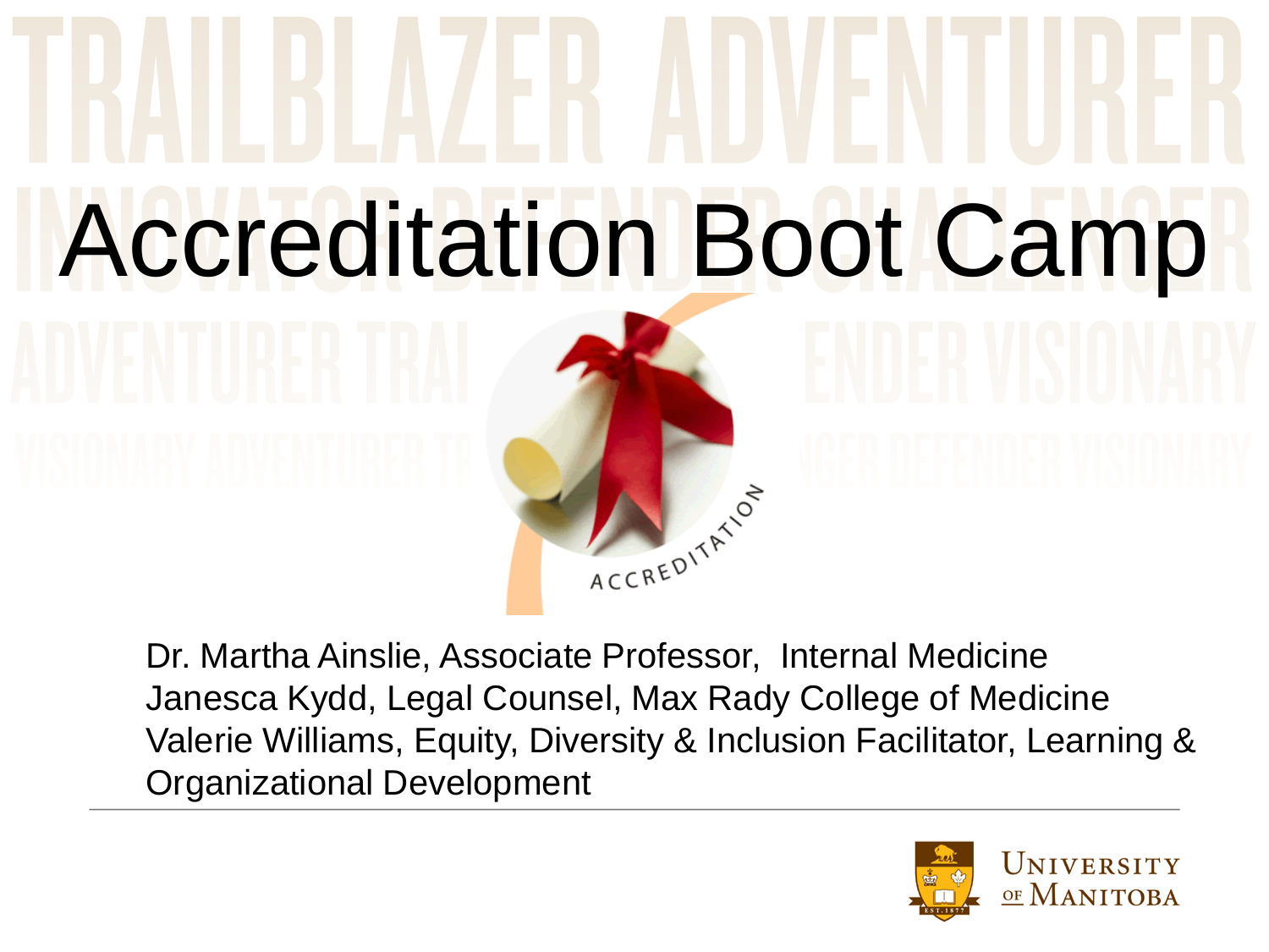# Accreditation Boot Camp

Dr. Martha Ainslie, Associate Professor, Internal Medicine
Janesca Kydd, Legal Counsel, Max Rady College of Medicine
Valerie Williams, Equity, Diversity & Inclusion Facilitator, Learning & Organizational Development

University of Manitoba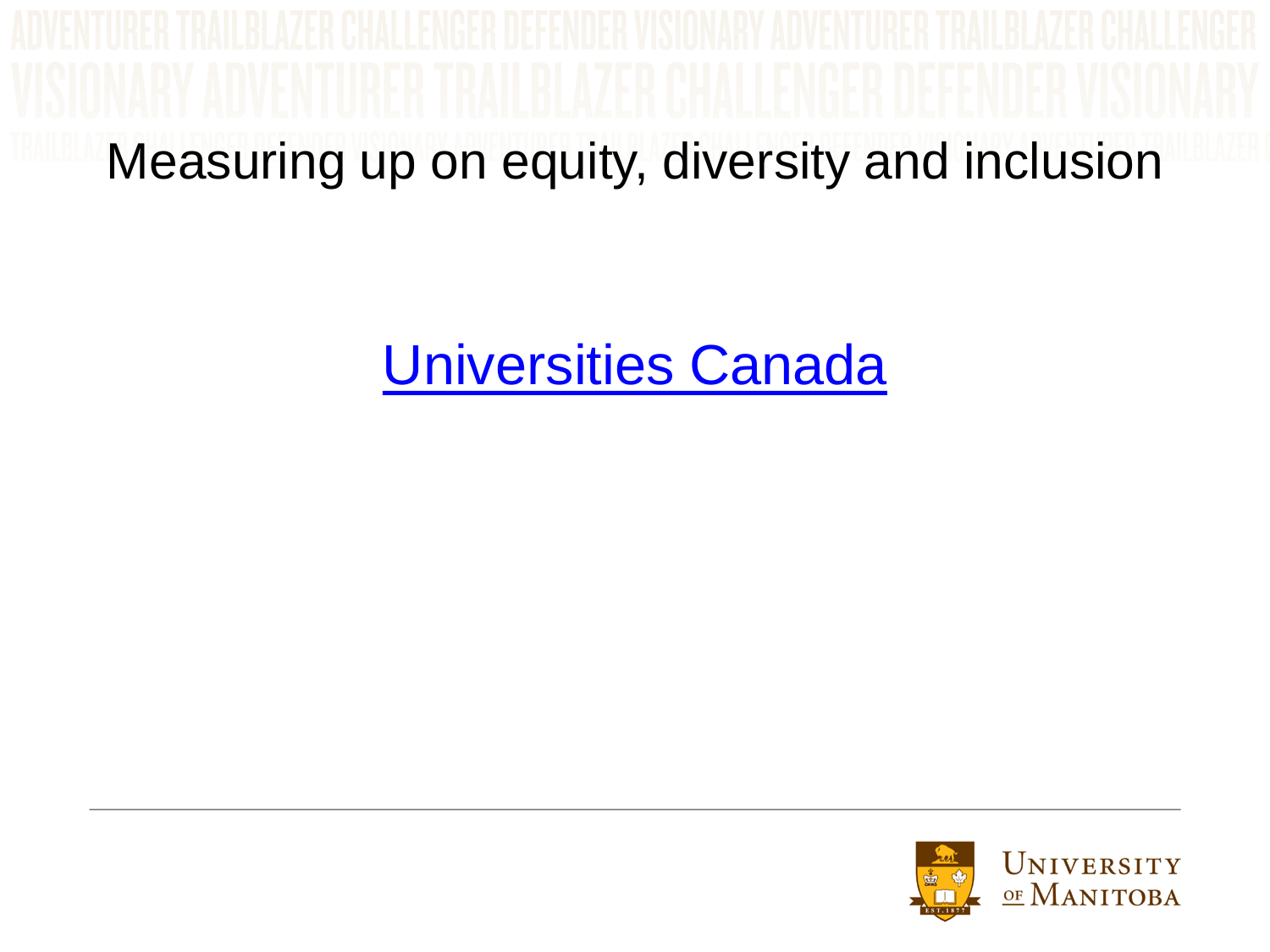# Measuring up on equity, diversity and inclusion

Universities Canada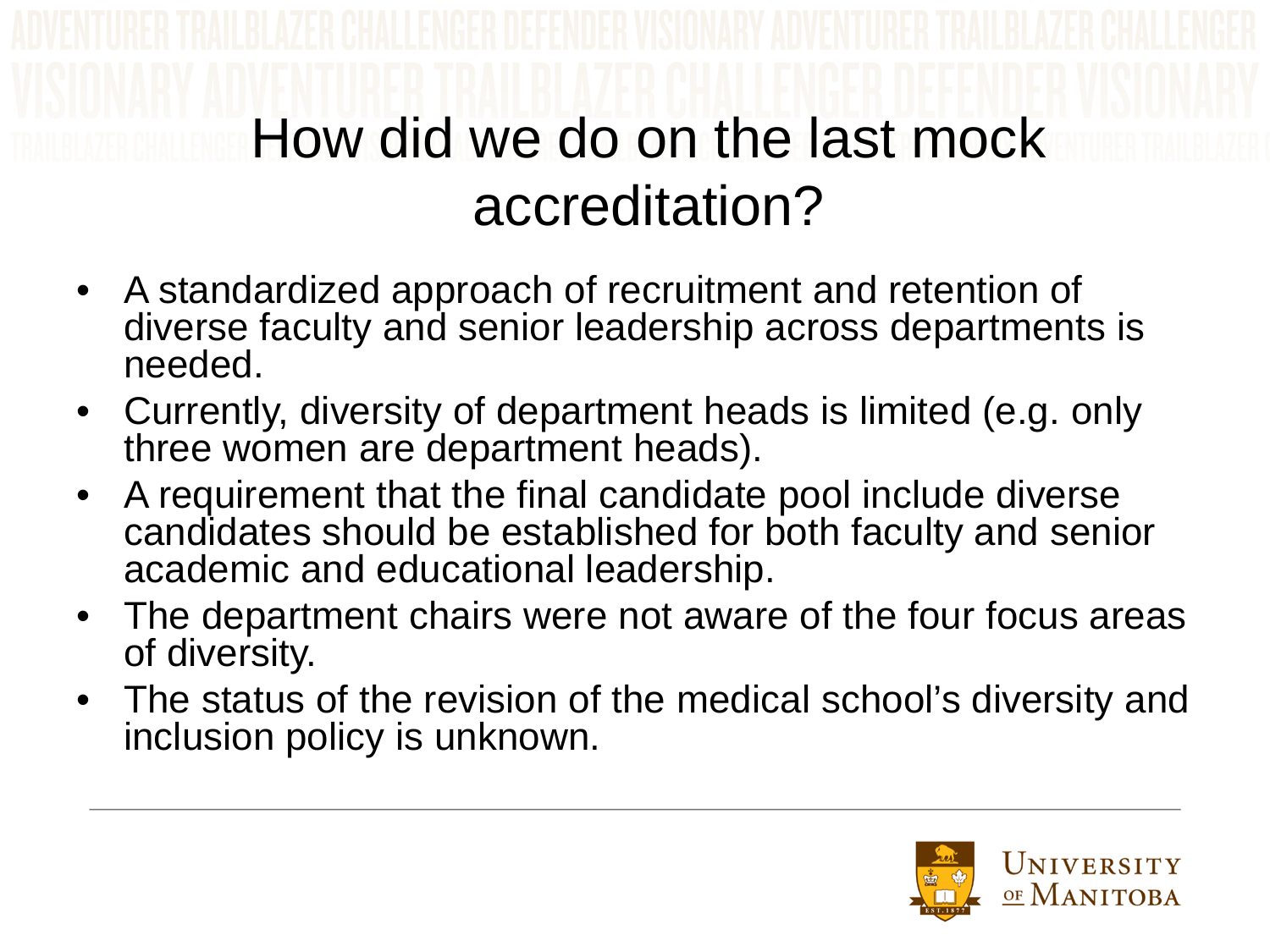# How did we do on the last mock accreditation?

- A standardized approach of recruitment and retention of diverse faculty and senior leadership across departments is needed.
- Currently, diversity of department heads is limited (e.g. only three women are department heads).
- A requirement that the final candidate pool include diverse candidates should be established for both faculty and senior academic and educational leadership.
- The department chairs were not aware of the four focus areas of diversity.
- The status of the revision of the medical school's diversity and inclusion policy is unknown.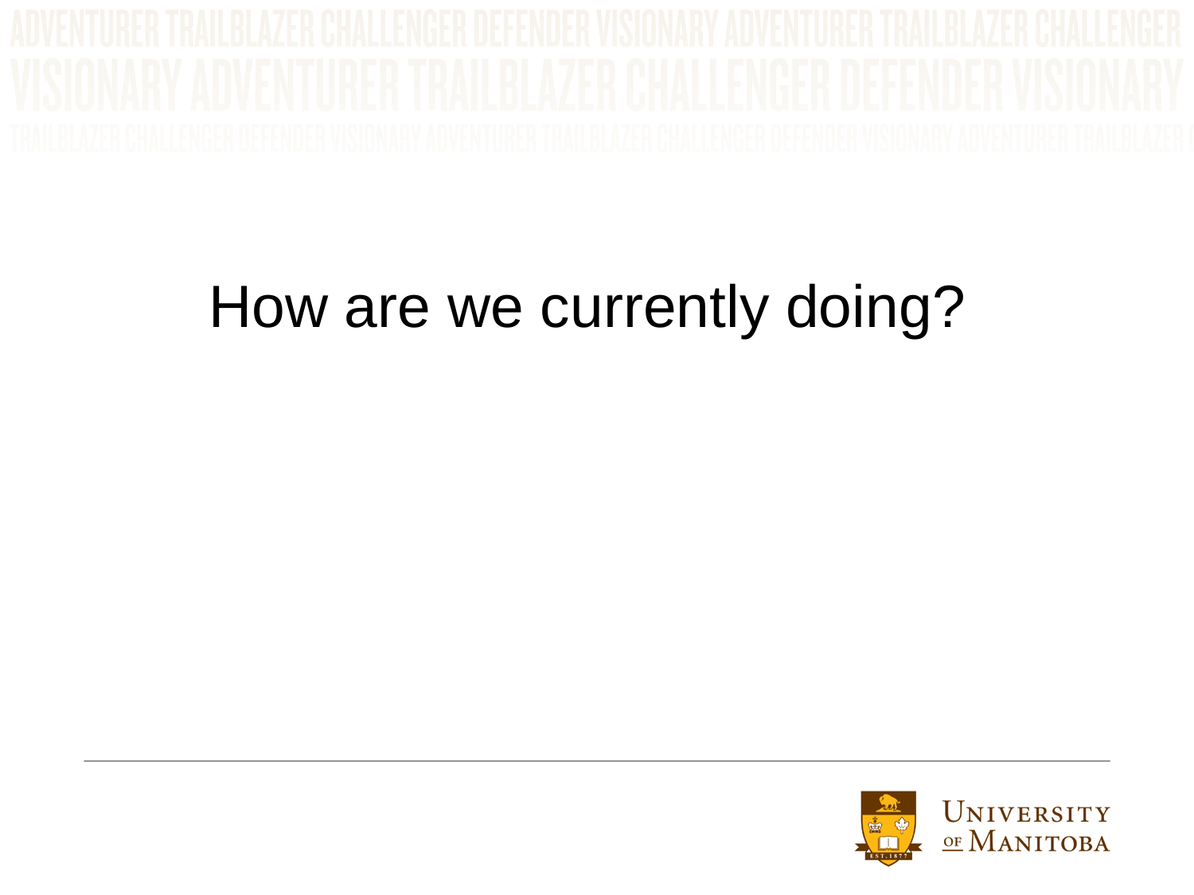# How are we currently doing?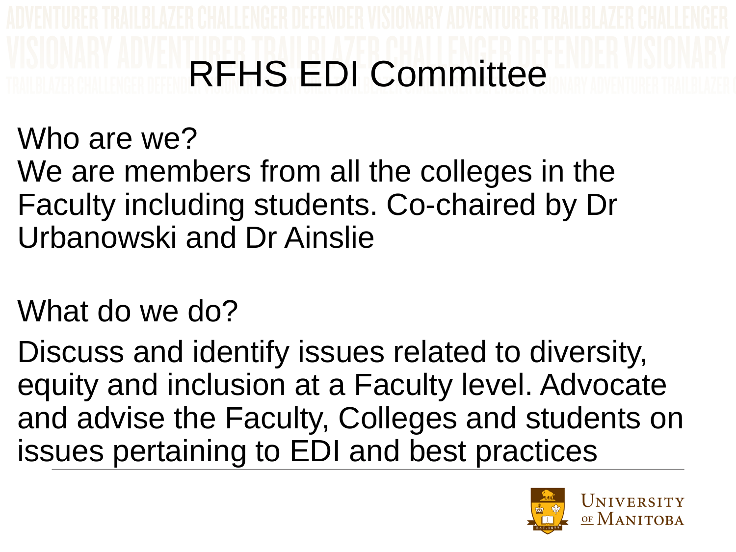# RFHS EDI Committee

Who are we?

We are members from all the colleges in the Faculty including students. Co-chaired by Dr Urbanowski and Dr Ainslie

What do we do?

Discuss and identify issues related to diversity, equity and inclusion at a Faculty level. Advocate and advise the Faculty, Colleges and students on issues pertaining to EDI and best practices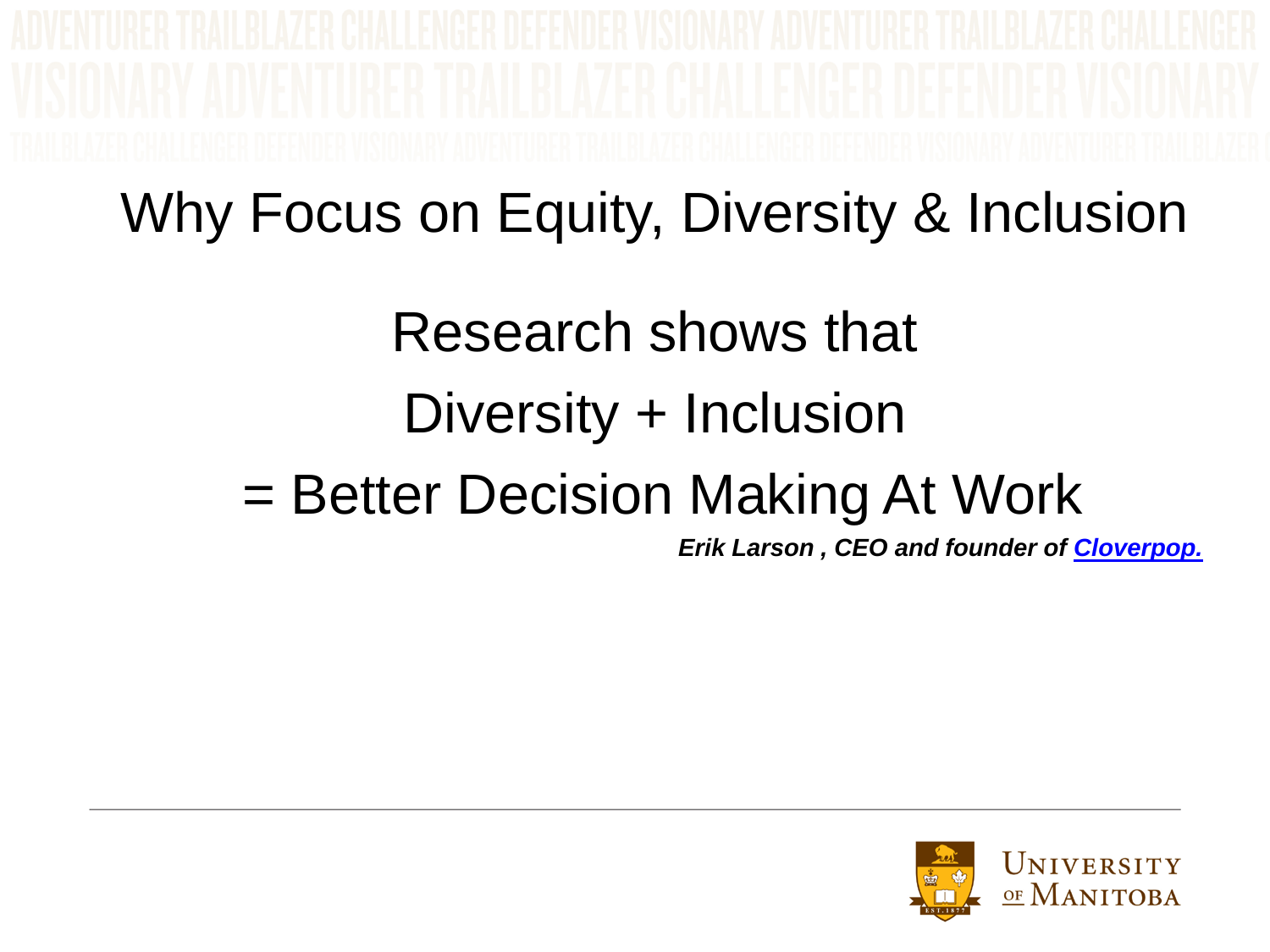# Why Focus on Equity, Diversity & Inclusion

Research shows that

Diversity + Inclusion

= Better Decision Making At Work

***Erik Larson , CEO and founder of Cloverpop.***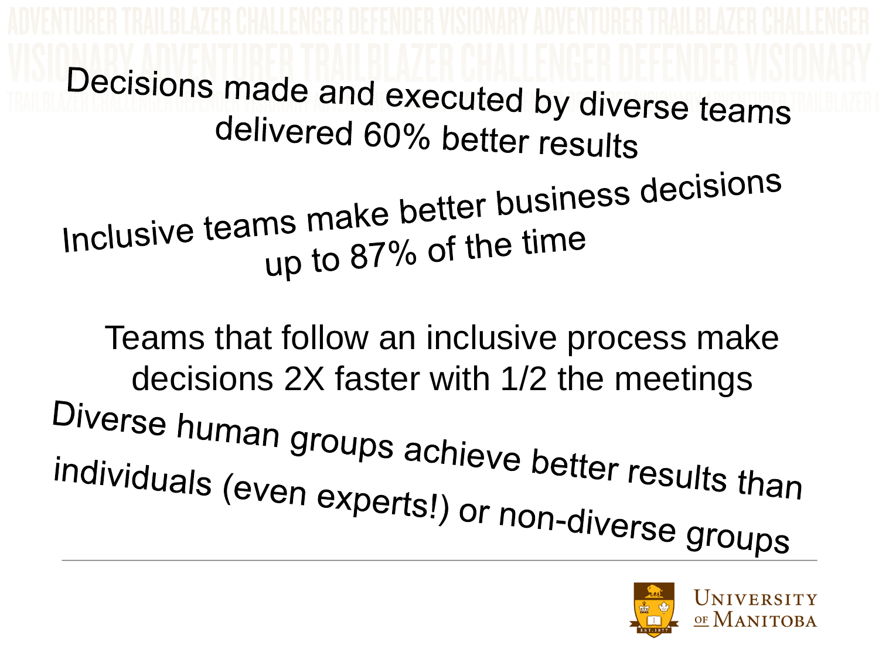Decisions made and executed by diverse teams delivered 60% better results

Inclusive teams make better business decisions up to 87% of the time

Teams that follow an inclusive process make decisions 2X faster with 1/2 the meetings

Diverse human groups achieve better results than individuals (even experts!) or non-diverse groups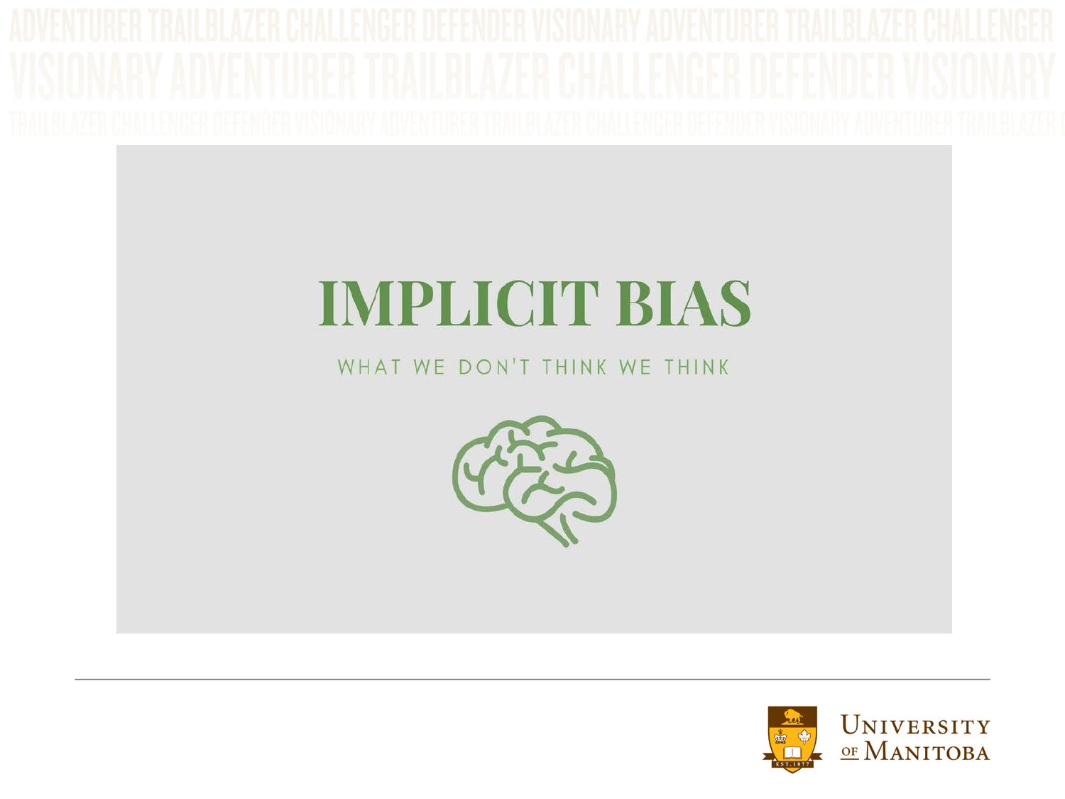# IMPLICIT BIAS

WHAT WE DON'T THINK WE THINK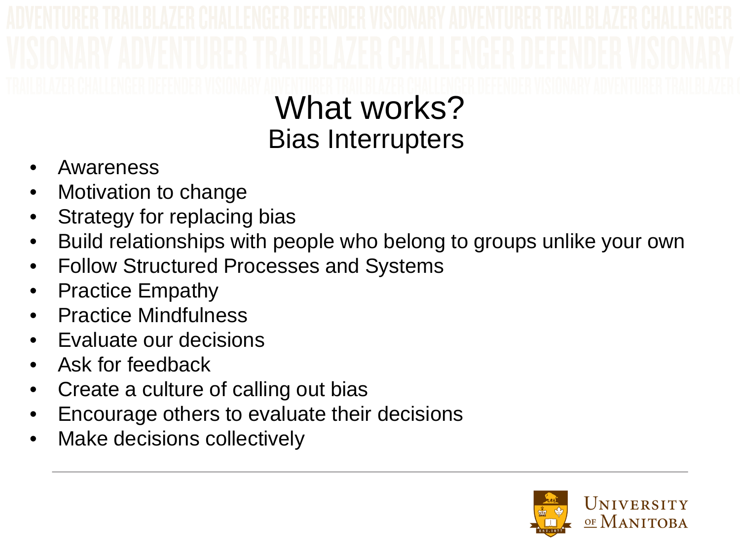# What works?

## Bias Interrupters

- Awareness
- Motivation to change
- Strategy for replacing bias
- Build relationships with people who belong to groups unlike your own
- Follow Structured Processes and Systems
- Practice Empathy
- Practice Mindfulness
- Evaluate our decisions
- Ask for feedback
- Create a culture of calling out bias
- Encourage others to evaluate their decisions
- Make decisions collectively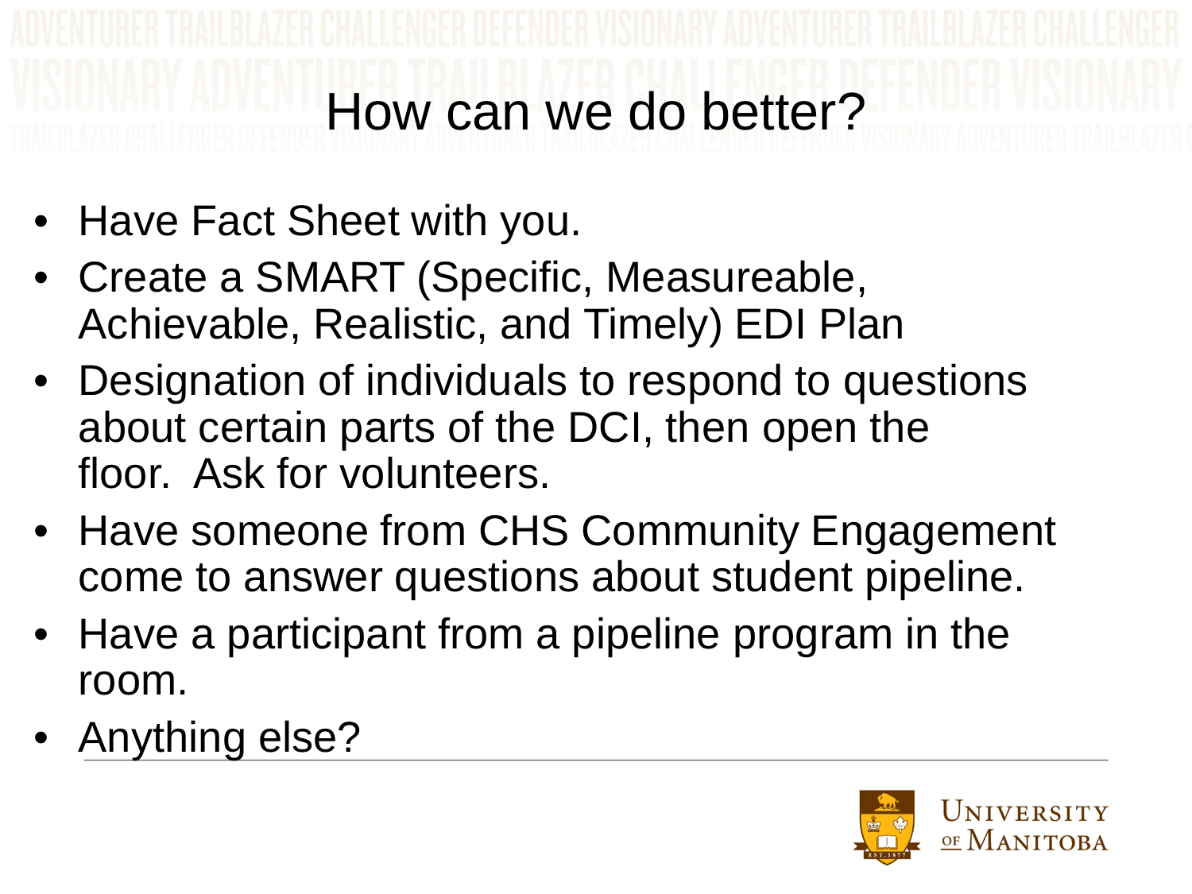# How can we do better?

- Have Fact Sheet with you.
- Create a SMART (Specific, Measureable, Achievable, Realistic, and Timely) EDI Plan
- Designation of individuals to respond to questions about certain parts of the DCI, then open the floor. Ask for volunteers.
- Have someone from CHS Community Engagement come to answer questions about student pipeline.
- Have a participant from a pipeline program in the room.
- Anything else?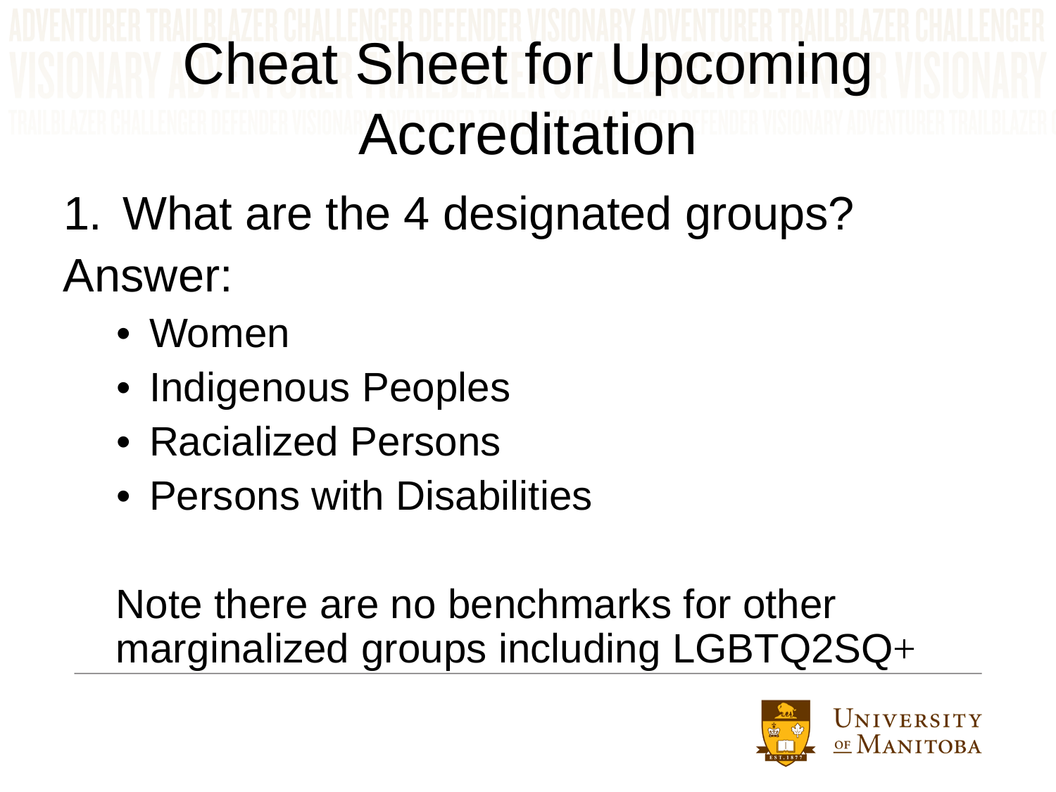# Cheat Sheet for Upcoming Accreditation

1. What are the 4 designated groups?

Answer:

- Women
- Indigenous Peoples
- Racialized Persons
- Persons with Disabilities

Note there are no benchmarks for other marginalized groups including LGBTQ2SQ+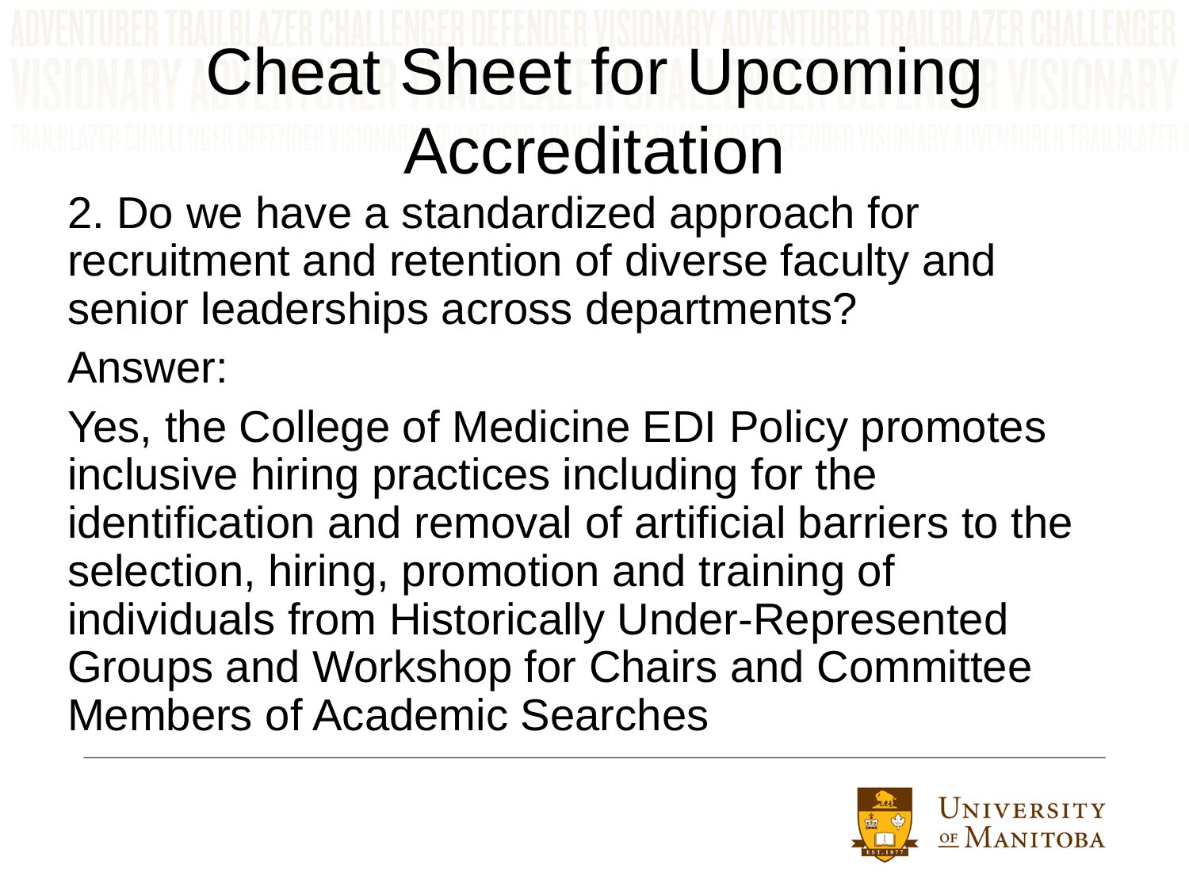# Cheat Sheet for Upcoming Accreditation

2. Do we have a standardized approach for recruitment and retention of diverse faculty and senior leaderships across departments?

Answer:

Yes, the College of Medicine EDI Policy promotes inclusive hiring practices including for the identification and removal of artificial barriers to the selection, hiring, promotion and training of individuals from Historically Under-Represented Groups and Workshop for Chairs and Committee Members of Academic Searches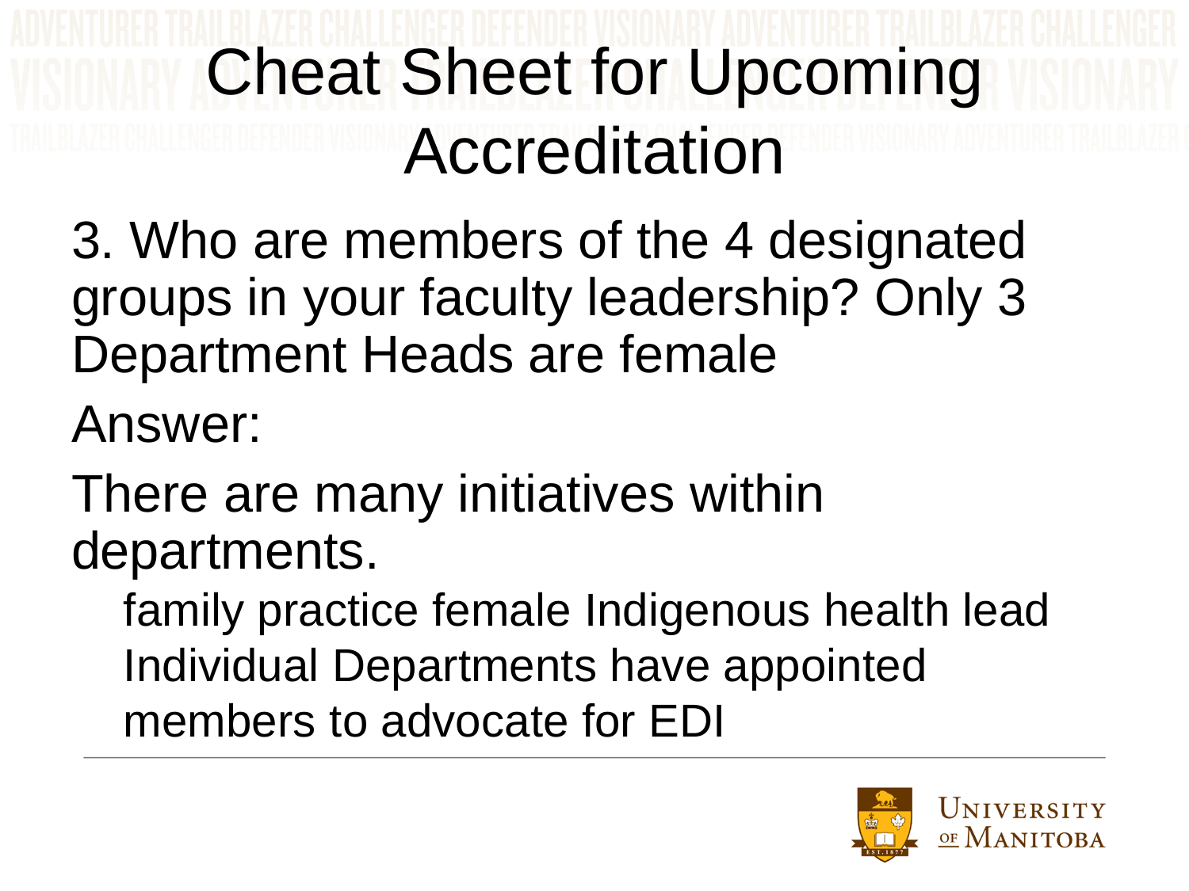# Cheat Sheet for Upcoming Accreditation

3. Who are members of the 4 designated groups in your faculty leadership? Only 3 Department Heads are female

Answer:

There are many initiatives within departments.

- family practice female Indigenous health lead
- Individual Departments have appointed members to advocate for EDI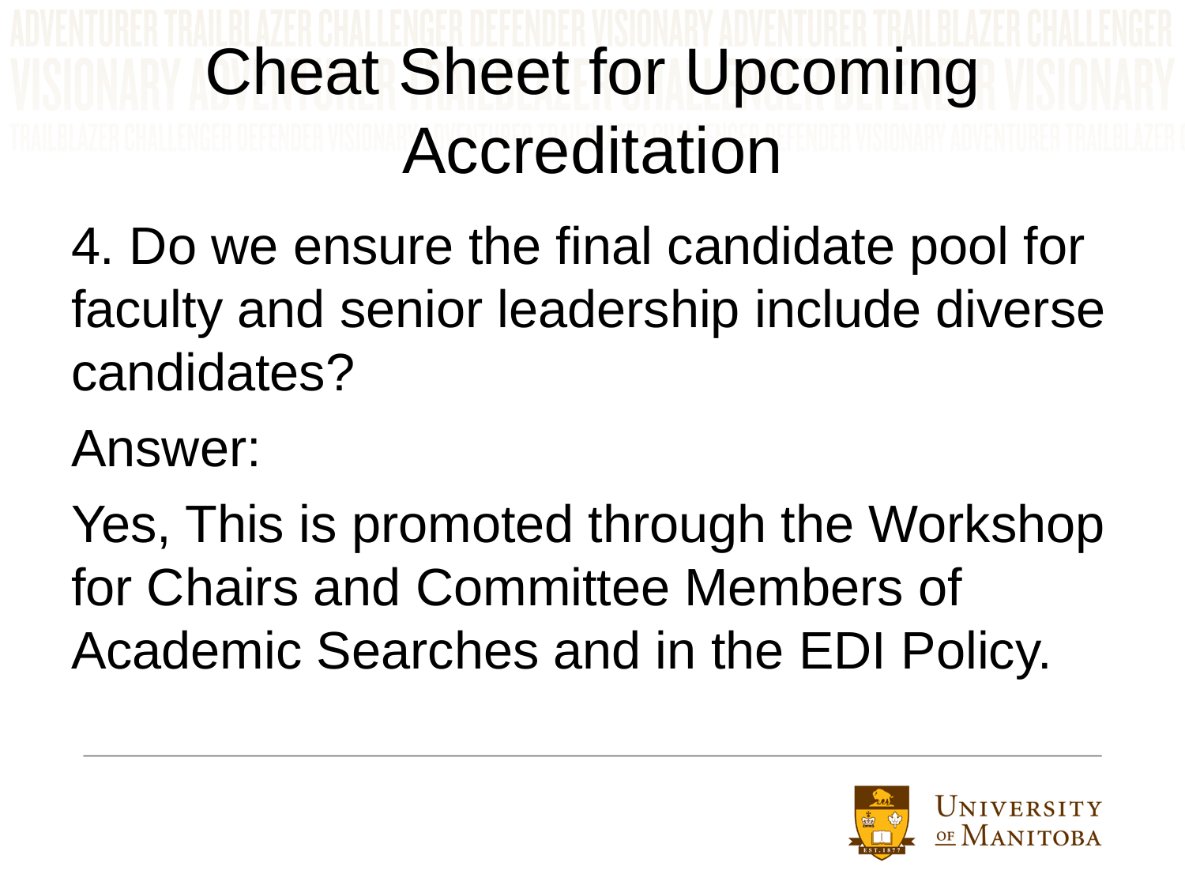# Cheat Sheet for Upcoming Accreditation

4. Do we ensure the final candidate pool for faculty and senior leadership include diverse candidates?

Answer:

Yes, This is promoted through the Workshop for Chairs and Committee Members of Academic Searches and in the EDI Policy.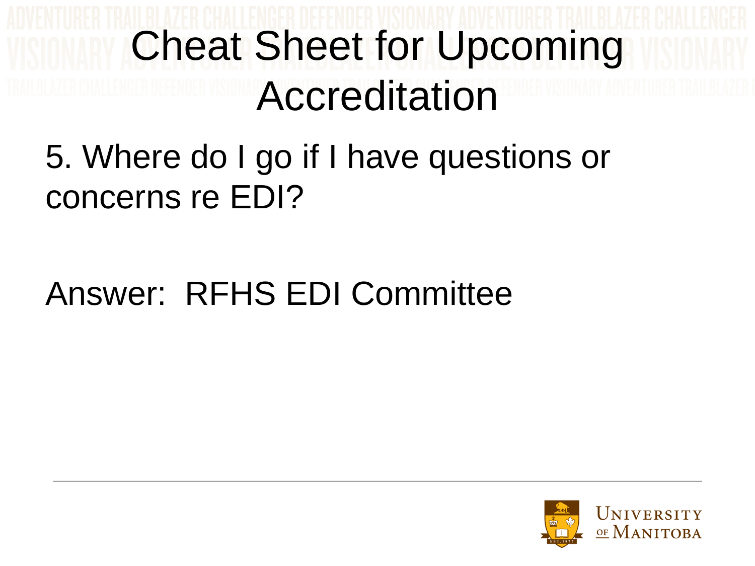# Cheat Sheet for Upcoming Accreditation

5. Where do I go if I have questions or concerns re EDI?

Answer: RFHS EDI Committee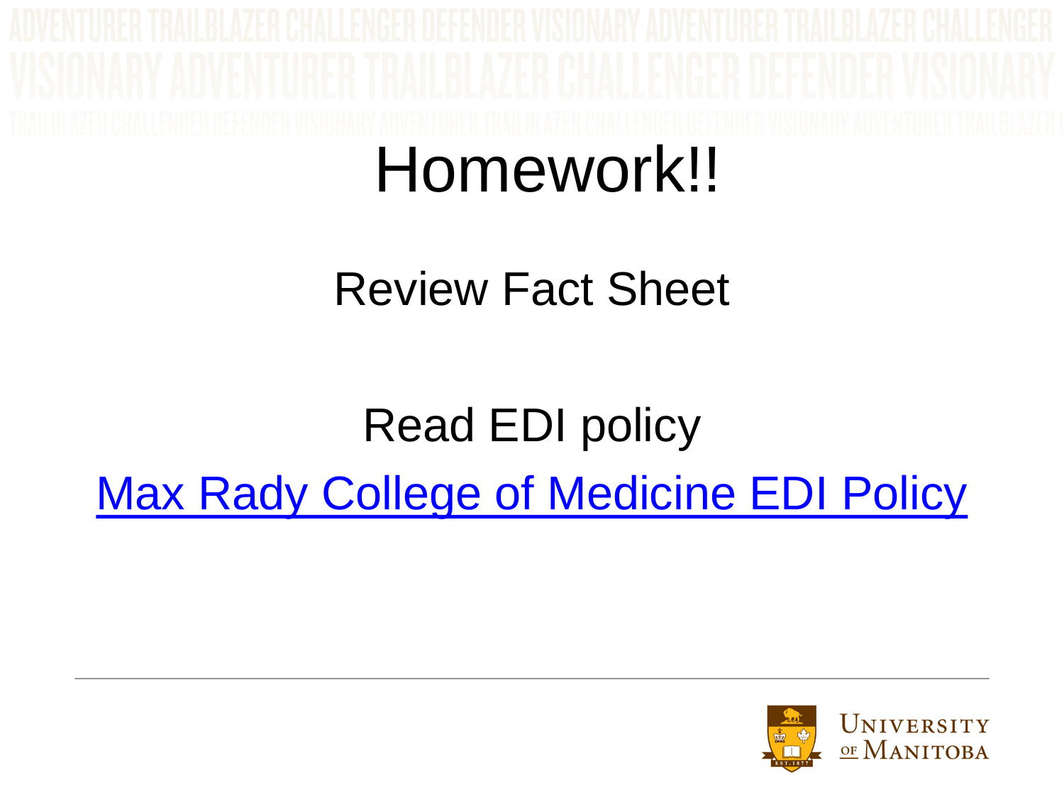# Homework!!

Review Fact Sheet

Read EDI policy

Max Rady College of Medicine EDI Policy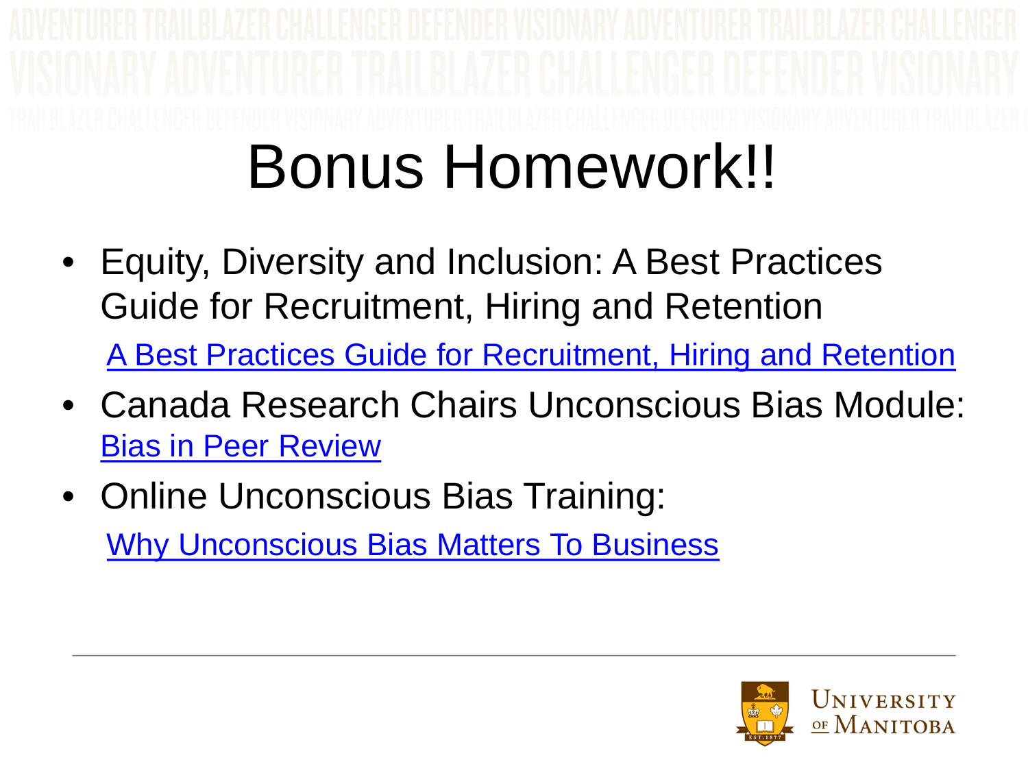# Bonus Homework!!

- Equity, Diversity and Inclusion: A Best Practices Guide for Recruitment, Hiring and Retention
  A Best Practices Guide for Recruitment, Hiring and Retention
- Canada Research Chairs Unconscious Bias Module: Bias in Peer Review
- Online Unconscious Bias Training:
  Why Unconscious Bias Matters To Business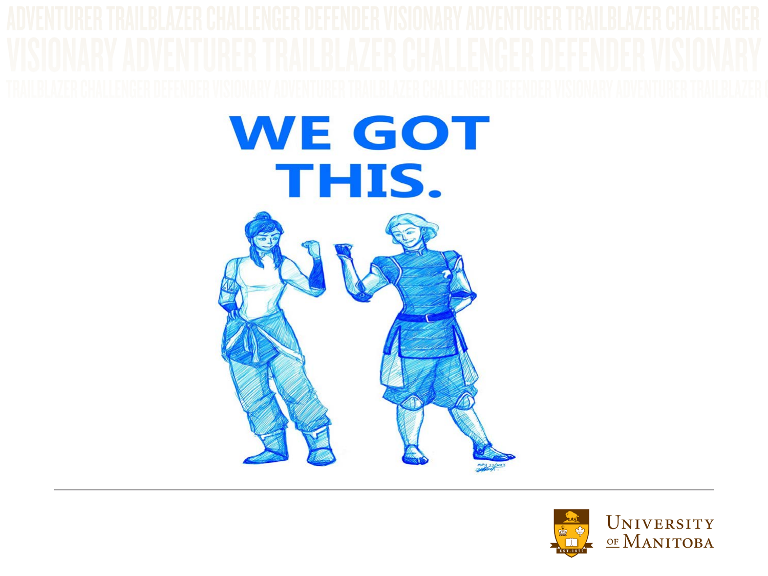# WE GOT THIS.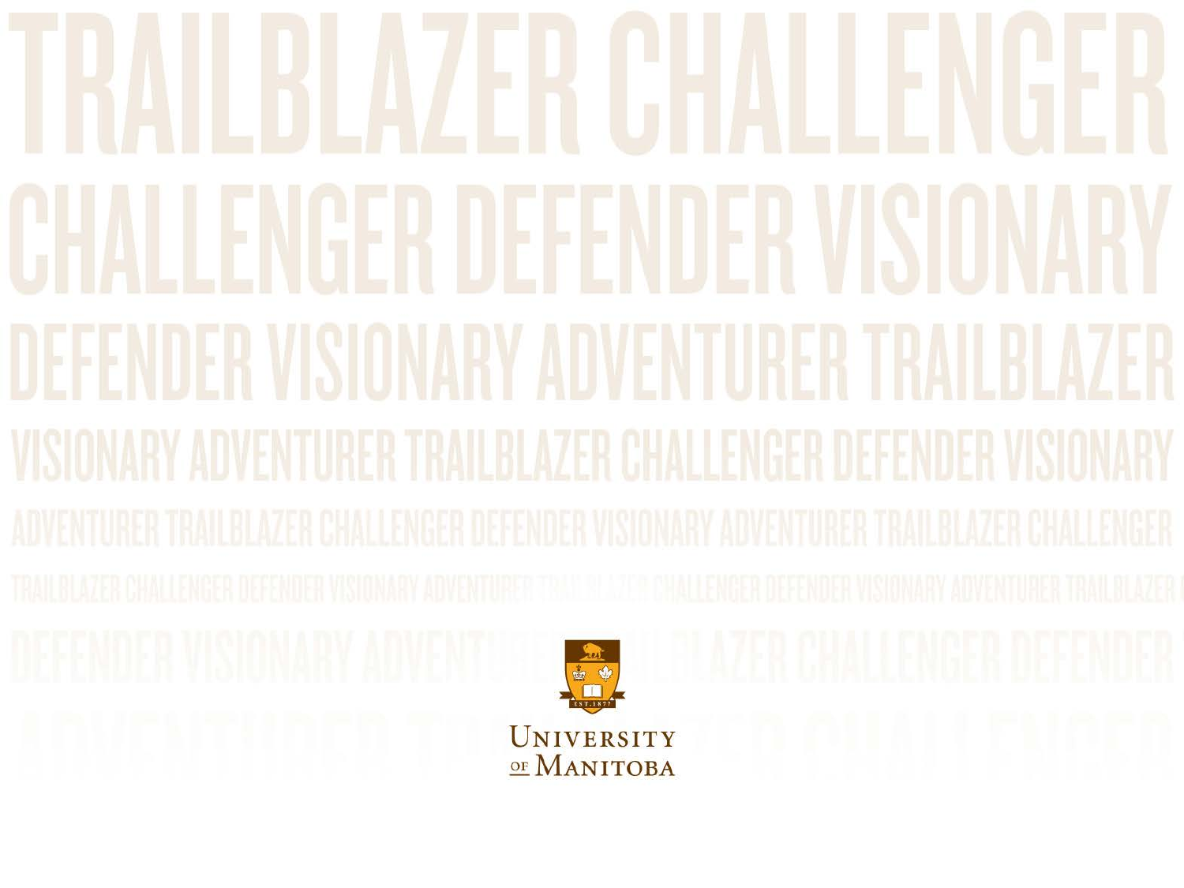TRAILBLAZER CHALLENGER
CHALLENGER DEFENDER VISIONARY
DEFENDER VISIONARY ADVENTURER TRAILBLAZER
VISIONARY ADVENTURER TRAILBLAZER CHALLENGER DEFENDER VISIONARY
ADVENTURER TRAILBLAZER CHALLENGER DEFENDER VISIONARY ADVENTURER TRAILBLAZER CHALLENGER
TRAILBLAZER CHALLENGER DEFENDER VISIONARY ADVENTURER TRAILBLAZER CHALLENGER DEFENDER VISIONARY ADVENTURER TRAILBLAZER

EST. 1877

UNIVERSITY OF MANITOBA